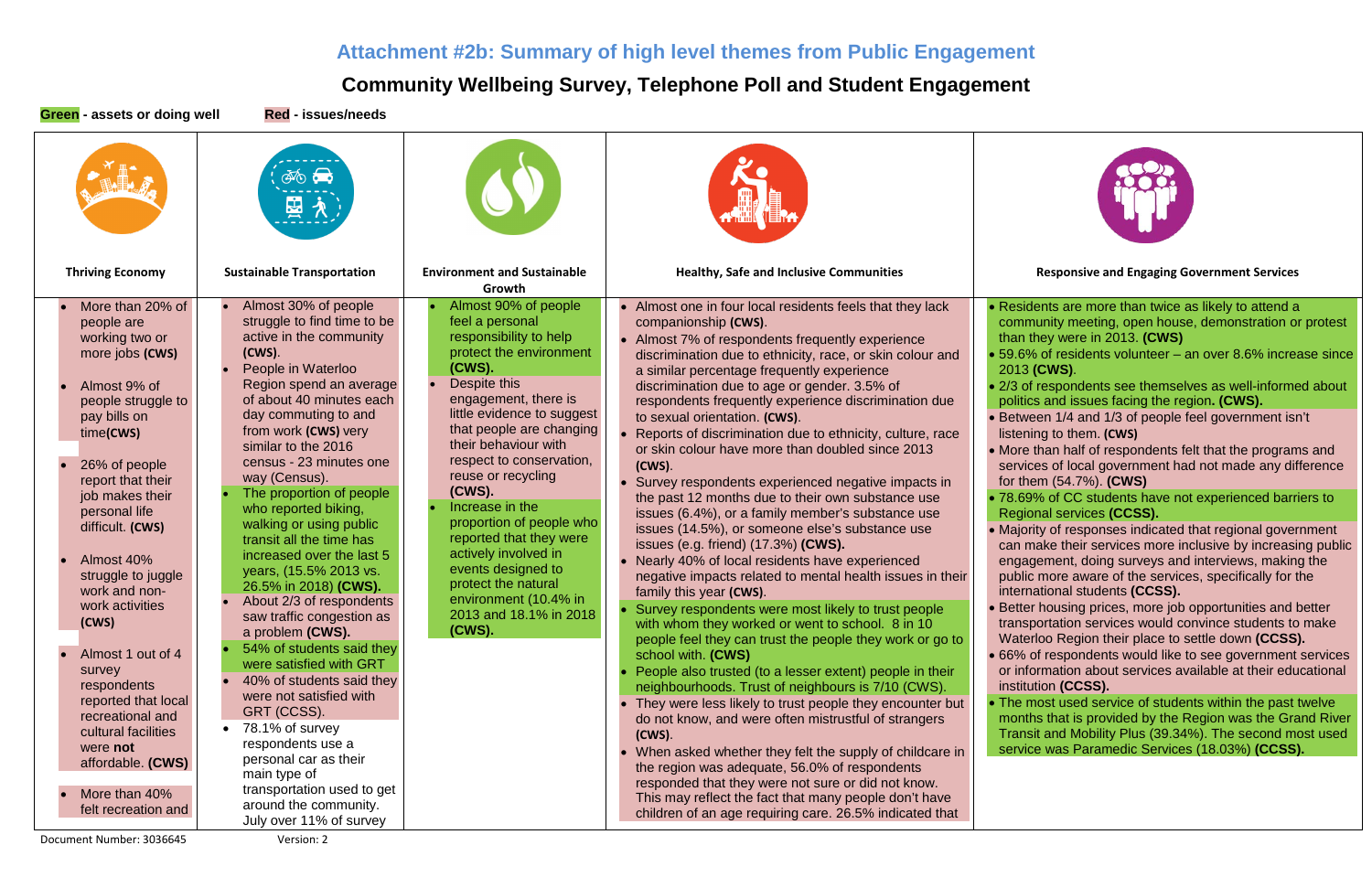# Attachment #2b: Summary of high level themes from Public Engagement

## Community Wellbeing Survey, Telephone Poll and Student Engagement

**Green - assets or doing well** **Red - issues/needs**

| Thriving Economy | Sustainable Transportation | Environment and Sustainable Growth | Healthy, Safe and Inclusive Communities | Responsive and Engaging Government Services |
|---|---|---|---|---|
| • More than 20% of people are working two or more jobs **(CWS)**<br><br>• Almost 9% of people struggle to pay bills on time**(CWS)**<br><br>• 26% of people report that their job makes their personal life difficult. **(CWS)**<br><br>• Almost 40% struggle to juggle work and non-work activities **(CWS)**<br><br>• Almost 1 out of 4 survey respondents reported that local recreational and cultural facilities were **not** affordable. **(CWS)**<br><br>• More than 40% felt recreation and | • Almost 30% of people struggle to find time to be active in the community **(CWS)**.<br>• People in Waterloo Region spend an average of about 40 minutes each day commuting to and from work **(CWS)** very similar to the 2016 census - 23 minutes one way (Census).<br>• The proportion of people who reported biking, walking or using public transit all the time has increased over the last 5 years, (15.5% 2013 vs. 26.5% in 2018) **(CWS).**<br>• About 2/3 of respondents saw traffic congestion as a problem **(CWS).**<br>• 54% of students said they were satisfied with GRT<br>• 40% of students said they were not satisfied with GRT (CCSS).<br>• 78.1% of survey respondents use a personal car as their main type of transportation used to get around the community. July over 11% of survey | • Almost 90% of people feel a personal responsibility to help protect the environment **(CWS).**<br>• Despite this engagement, there is little evidence to suggest that people are changing their behaviour with respect to conservation, reuse or recycling **(CWS).**<br>• Increase in the proportion of people who reported that they were actively involved in events designed to protect the natural environment (10.4% in 2013 and 18.1% in 2018 **(CWS).** | • Almost one in four local residents feels that they lack companionship **(CWS)**.<br>• Almost 7% of respondents frequently experience discrimination due to ethnicity, race, or skin colour and a similar percentage frequently experience discrimination due to age or gender. 3.5% of respondents frequently experience discrimination due to sexual orientation. **(CWS)**.<br>• Reports of discrimination due to ethnicity, culture, race or skin colour have more than doubled since 2013 **(CWS)**.<br>• Survey respondents experienced negative impacts in the past 12 months due to their own substance use issues (6.4%), or a family member's substance use issues (14.5%), or someone else's substance use issues (e.g. friend) (17.3%) **(CWS).**<br>• Nearly 40% of local residents have experienced negative impacts related to mental health issues in their family this year **(CWS)**.<br>• Survey respondents were most likely to trust people with whom they worked or went to school. 8 in 10 people feel they can trust the people they work or go to school with. **(CWS)**<br>• People also trusted (to a lesser extent) people in their neighbourhoods. Trust of neighbours is 7/10 (CWS).<br>• They were less likely to trust people they encounter but do not know, and were often mistrustful of strangers **(CWS)**.<br>• When asked whether they felt the supply of childcare in the region was adequate, 56.0% of respondents responded that they were not sure or did not know. This may reflect the fact that many people don't have children of an age requiring care. 26.5% indicated that | • Residents are more than twice as likely to attend a community meeting, open house, demonstration or protest than they were in 2013. **(CWS)**<br>• 59.6% of residents volunteer – an over 8.6% increase since 2013 **(CWS)**.<br>• 2/3 of respondents see themselves as well-informed about politics and issues facing the region**. (CWS).**<br>• Between 1/4 and 1/3 of people feel government isn't listening to them. **(CWS)**<br>• More than half of respondents felt that the programs and services of local government had not made any difference for them (54.7%). **(CWS)**<br>• 78.69% of CC students have not experienced barriers to Regional services **(CCSS).**<br>• Majority of responses indicated that regional government can make their services more inclusive by increasing public engagement, doing surveys and interviews, making the public more aware of the services, specifically for the international students **(CCSS).**<br>• Better housing prices, more job opportunities and better transportation services would convince students to make Waterloo Region their place to settle down **(CCSS).**<br>• 66% of respondents would like to see government services or information about services available at their educational institution **(CCSS).**<br>• The most used service of students within the past twelve months that is provided by the Region was the Grand River Transit and Mobility Plus (39.34%). The second most used service was Paramedic Services (18.03%) **(CCSS).** |

Document Number: 3036645 Version: 2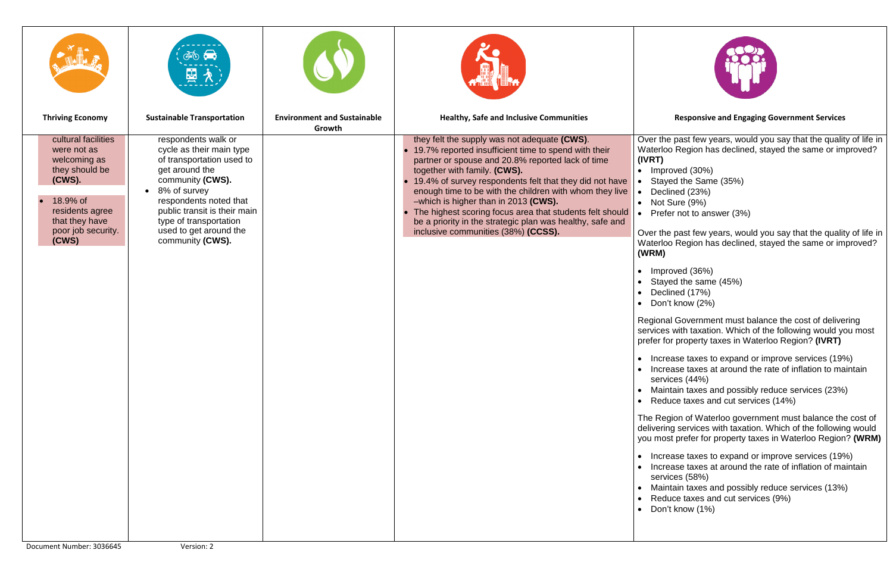| Thriving Economy | Sustainable Transportation | Environment and Sustainable Growth | Healthy, Safe and Inclusive Communities | Responsive and Engaging Government Services |
|---|---|---|---|---|
| cultural facilities were not as welcoming as they should be **(CWS).**<br><br>• 18.9% of residents agree that they have poor job security. **(CWS)** | respondents walk or cycle as their main type of transportation used to get around the community **(CWS).**<br>• 8% of survey respondents noted that public transit is their main type of transportation used to get around the community **(CWS).** | | they felt the supply was not adequate **(CWS)**.<br>• 19.7% reported insufficient time to spend with their partner or spouse and 20.8% reported lack of time together with family. **(CWS).**<br>• 19.4% of survey respondents felt that they did not have enough time to be with the children with whom they live –which is higher than in 2013 **(CWS).**<br>• The highest scoring focus area that students felt should be a priority in the strategic plan was healthy, safe and inclusive communities (38%) **(CCSS).** | Over the past few years, would you say that the quality of life in Waterloo Region has declined, stayed the same or improved? **(IVRT)**<br>• Improved (30%)<br>• Stayed the Same (35%)<br>• Declined (23%)<br>• Not Sure (9%)<br>• Prefer not to answer (3%)<br><br>Over the past few years, would you say that the quality of life in Waterloo Region has declined, stayed the same or improved? **(WRM)**<br>• Improved (36%)<br>• Stayed the same (45%)<br>• Declined (17%)<br>• Don't know (2%)<br><br>Regional Government must balance the cost of delivering services with taxation. Which of the following would you most prefer for property taxes in Waterloo Region? **(IVRT)**<br>• Increase taxes to expand or improve services (19%)<br>• Increase taxes at around the rate of inflation to maintain services (44%)<br>• Maintain taxes and possibly reduce services (23%)<br>• Reduce taxes and cut services (14%)<br><br>The Region of Waterloo government must balance the cost of delivering services with taxation. Which of the following would you most prefer for property taxes in Waterloo Region? **(WRM)**<br>• Increase taxes to expand or improve services (19%)<br>• Increase taxes at around the rate of inflation of maintain services (58%)<br>• Maintain taxes and possibly reduce services (13%)<br>• Reduce taxes and cut services (9%)<br>• Don't know (1%) |

Document Number: 3036645 Version: 2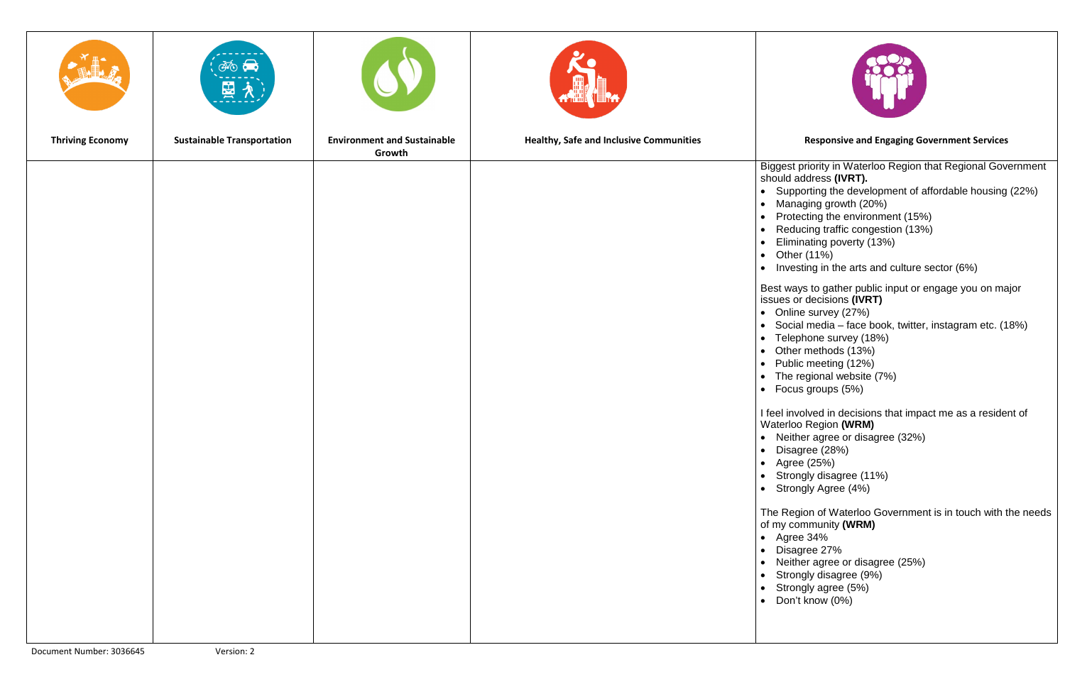| Thriving Economy | Sustainable Transportation | Environment and Sustainable Growth | Healthy, Safe and Inclusive Communities | Responsive and Engaging Government Services |
|---|---|---|---|---|
| | | | | Biggest priority in Waterloo Region that Regional Government should address **(IVRT).**<br>• Supporting the development of affordable housing (22%)<br>• Managing growth (20%)<br>• Protecting the environment (15%)<br>• Reducing traffic congestion (13%)<br>• Eliminating poverty (13%)<br>• Other (11%)<br>• Investing in the arts and culture sector (6%)<br><br>Best ways to gather public input or engage you on major issues or decisions **(IVRT)**<br>• Online survey (27%)<br>• Social media – face book, twitter, instagram etc. (18%)<br>• Telephone survey (18%)<br>• Other methods (13%)<br>• Public meeting (12%)<br>• The regional website (7%)<br>• Focus groups (5%)<br><br>I feel involved in decisions that impact me as a resident of Waterloo Region **(WRM)**<br>• Neither agree or disagree (32%)<br>• Disagree (28%)<br>• Agree (25%)<br>• Strongly disagree (11%)<br>• Strongly Agree (4%)<br><br>The Region of Waterloo Government is in touch with the needs of my community **(WRM)**<br>• Agree 34%<br>• Disagree 27%<br>• Neither agree or disagree (25%)<br>• Strongly disagree (9%)<br>• Strongly agree (5%)<br>• Don't know (0%) |

Document Number: 3036645 Version: 2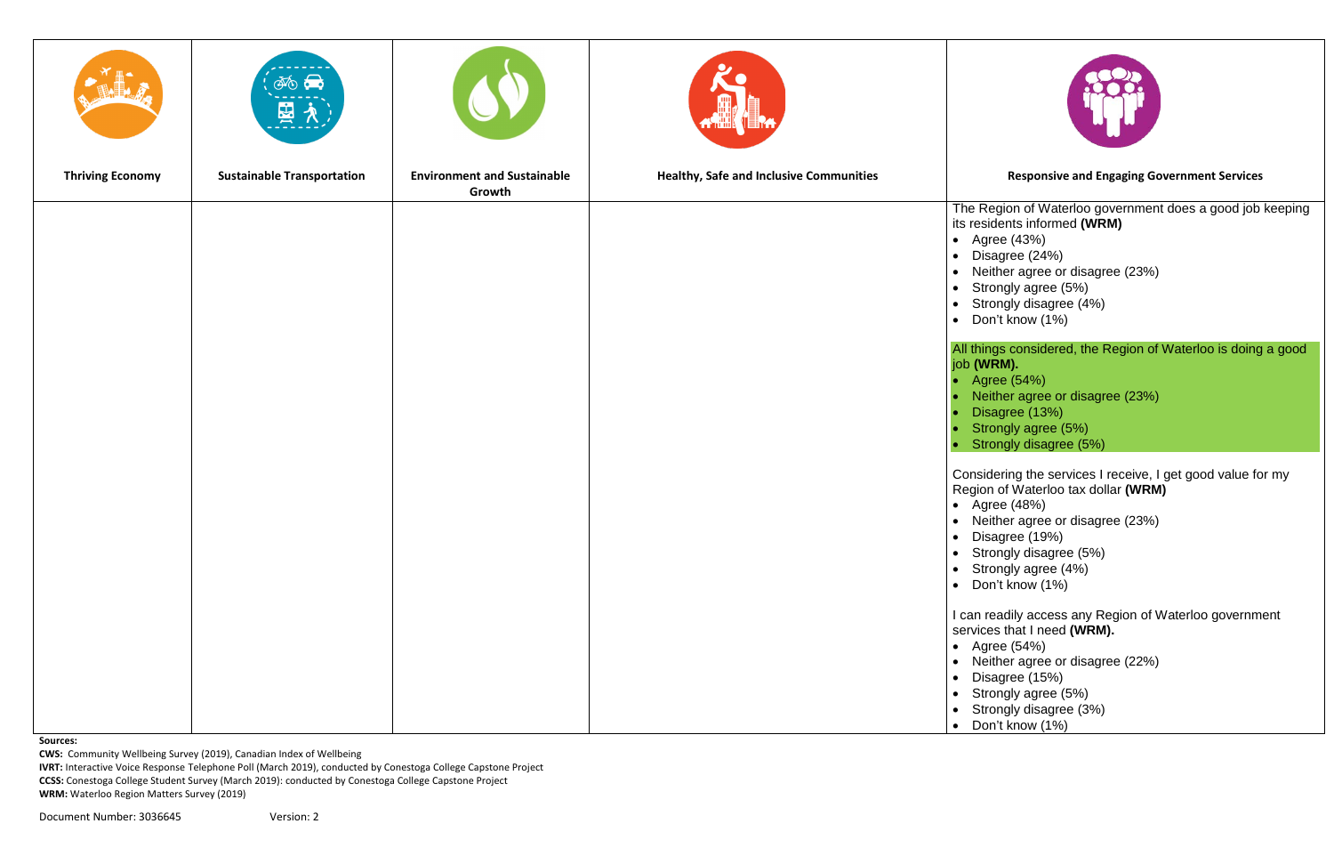| Thriving Economy | Sustainable Transportation | Environment and Sustainable Growth | Healthy, Safe and Inclusive Communities | Responsive and Engaging Government Services |
|---|---|---|---|---|
| | | | | The Region of Waterloo government does a good job keeping its residents informed **(WRM)**<br>• Agree (43%)<br>• Disagree (24%)<br>• Neither agree or disagree (23%)<br>• Strongly agree (5%)<br>• Strongly disagree (4%)<br>• Don't know (1%)<br><br>All things considered, the Region of Waterloo is doing a good job **(WRM).**<br>• Agree (54%)<br>• Neither agree or disagree (23%)<br>• Disagree (13%)<br>• Strongly agree (5%)<br>• Strongly disagree (5%)<br><br>Considering the services I receive, I get good value for my Region of Waterloo tax dollar **(WRM)**<br>• Agree (48%)<br>• Neither agree or disagree (23%)<br>• Disagree (19%)<br>• Strongly disagree (5%)<br>• Strongly agree (4%)<br>• Don't know (1%)<br><br>I can readily access any Region of Waterloo government services that I need **(WRM).**<br>• Agree (54%)<br>• Neither agree or disagree (22%)<br>• Disagree (15%)<br>• Strongly agree (5%)<br>• Strongly disagree (3%)<br>• Don't know (1%) |

**Sources:**

**CWS:** Community Wellbeing Survey (2019), Canadian Index of Wellbeing

**IVRT:** Interactive Voice Response Telephone Poll (March 2019), conducted by Conestoga College Capstone Project

**CCSS:** Conestoga College Student Survey (March 2019): conducted by Conestoga College Capstone Project

**WRM:** Waterloo Region Matters Survey (2019)

Document Number: 3036645 Version: 2